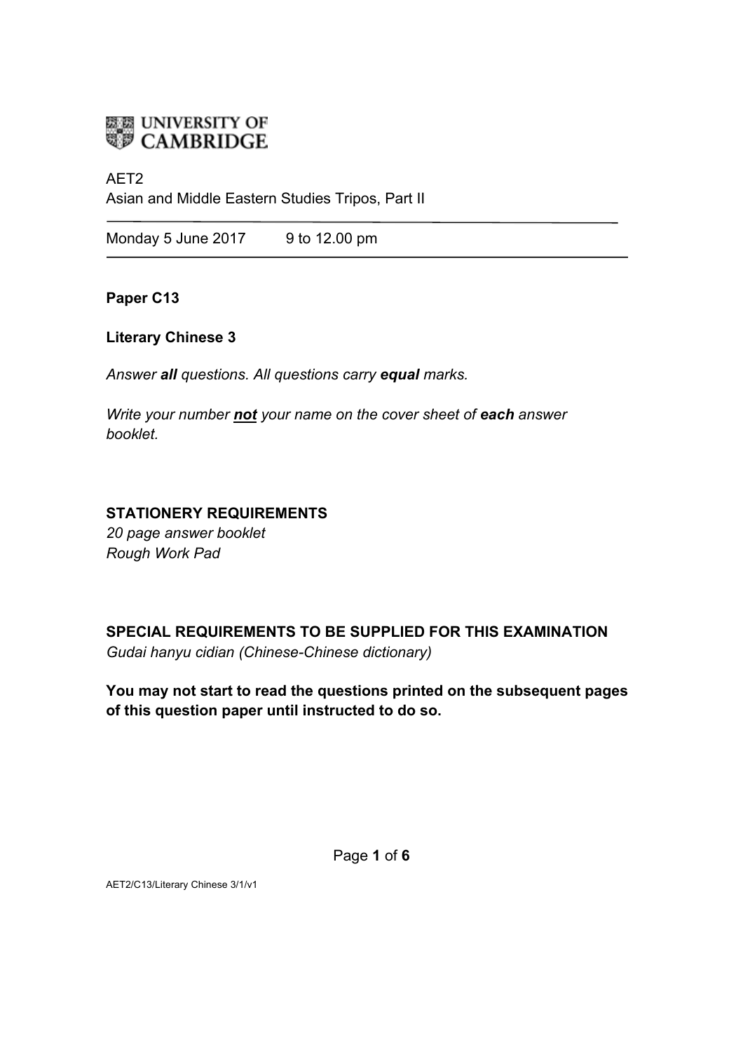UNIVERSITY OF CAMBRIDGE

AET2
Asian and Middle Eastern Studies Tripos, Part II

Monday 5 June 2017 9 to 12.00 pm

**Paper C13**

**Literary Chinese 3**

*Answer **all** questions. All questions carry **equal** marks.*

*Write your number **not** your name on the cover sheet of **each** answer booklet.*

**STATIONERY REQUIREMENTS**
*20 page answer booklet*
*Rough Work Pad*

**SPECIAL REQUIREMENTS TO BE SUPPLIED FOR THIS EXAMINATION**
*Gudai hanyu cidian (Chinese-Chinese dictionary)*

**You may not start to read the questions printed on the subsequent pages of this question paper until instructed to do so.**

AET2/C13/Literary Chinese 3/1/v1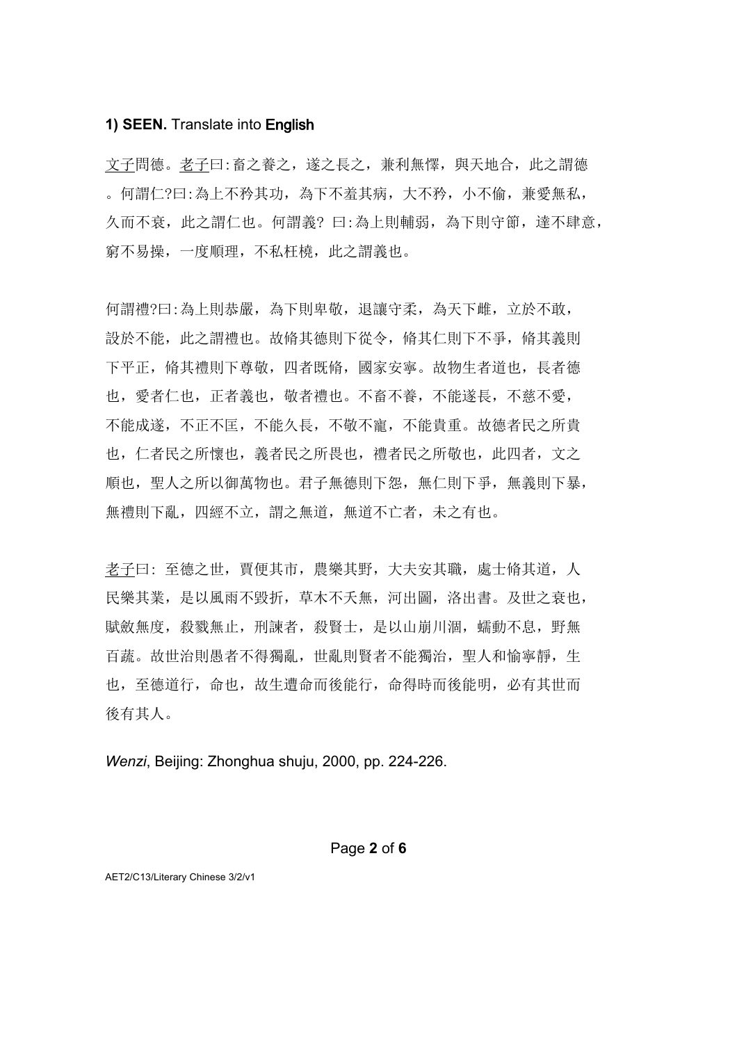**1) SEEN.** Translate into **English**

<u>文子</u>問德。<u>老子</u>曰:畜之養之，遂之長之，兼利無懌，與天地合，此之謂德。何謂仁?曰:為上不矜其功，為下不羞其病，大不矜，小不偷，兼愛無私，久而不衰，此之謂仁也。何謂義? 曰:為上則輔弱，為下則守節，達不肆意，窮不易操，一度順理，不私枉橈，此之謂義也。

何謂禮?曰:為上則恭嚴，為下則卑敬，退讓守柔，為天下雌，立於不敢，設於不能，此之謂禮也。故脩其德則下從令，脩其仁則下不爭，脩其義則下平正，脩其禮則下尊敬，四者既脩，國家安寧。故物生者道也，長者德也，愛者仁也，正者義也，敬者禮也。不畜不養，不能遂長，不慈不愛，不能成遂，不正不匡，不能久長，不敬不寵，不能貴重。故德者民之所貴也，仁者民之所懷也，義者民之所畏也，禮者民之所敬也，此四者，文之順也，聖人之所以御萬物也。君子無德則下怨，無仁則下爭，無義則下暴，無禮則下亂，四經不立，謂之無道，無道不亡者，未之有也。

<u>老子</u>曰: 至德之世，賈便其市，農樂其野，大夫安其職，處士脩其道，人民樂其業，是以風雨不毀折，草木不夭無，河出圖，洛出書。及世之衰也，賦斂無度，殺戮無止，刑諫者，殺賢士，是以山崩川涸，蠕動不息，野無百蔬。故世治則愚者不得獨亂，世亂則賢者不能獨治，聖人和愉寧靜，生也，至德道行，命也，故生遭命而後能行，命得時而後能明，必有其世而後有其人。

*Wenzi*, Beijing: Zhonghua shuju, 2000, pp. 224-226.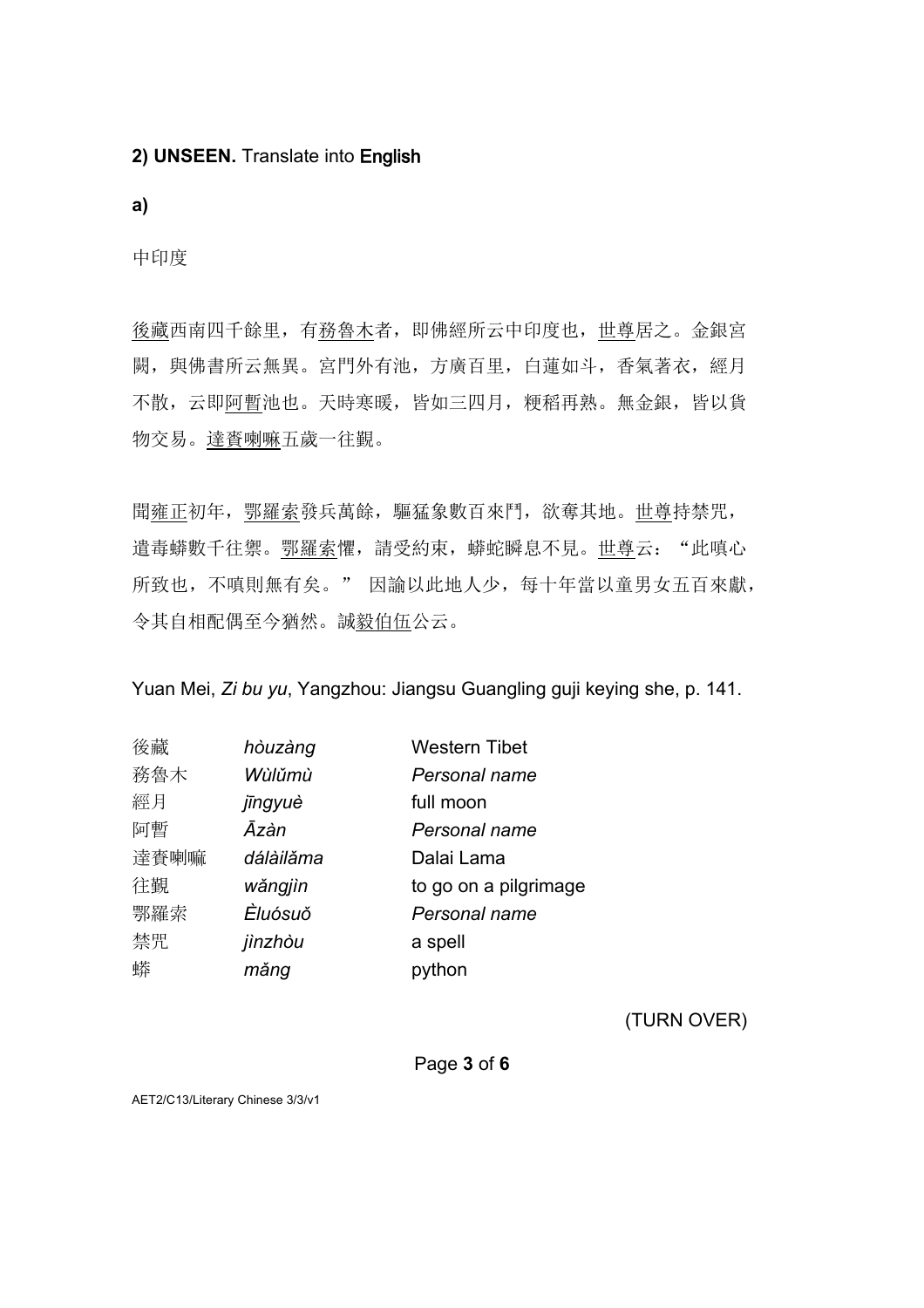**2) UNSEEN.** Translate into **English**

**a)**

中印度

後藏西南四千餘里，有務魯木者，即佛經所云中印度也，世尊居之。金銀宮闕，與佛書所云無異。宮門外有池，方廣百里，白蓮如斗，香氣著衣，經月不散，云即阿暫池也。天時寒暖，皆如三四月，粳稻再熟。無金銀，皆以貨物交易。達賚喇嘛五歲一往覲。

聞雍正初年，鄂羅索發兵萬餘，驅猛象數百來鬥，欲奪其地。世尊持禁咒，遣毒蟒數千往禦。鄂羅索懼，請受約束，蟒蛇瞬息不見。世尊云："此嗔心所致也，不嗔則無有矣。" 因諭以此地人少，每十年當以童男女五百來獻，令其自相配偶至今猶然。誠毅伯伍公云。

Yuan Mei, *Zi bu yu*, Yangzhou: Jiangsu Guangling guji keying she, p. 141.

| | | |
|---|---|---|
| 後藏 | *hòuzàng* | Western Tibet |
| 務魯木 | *Wùlǔmù* | *Personal name* |
| 經月 | *jīngyuè* | full moon |
| 阿暫 | *Āzàn* | *Personal name* |
| 達賚喇嘛 | *dálàilǎma* | Dalai Lama |
| 往覲 | *wǎngjìn* | to go on a pilgrimage |
| 鄂羅索 | *Èluósuǒ* | *Personal name* |
| 禁咒 | *jìnzhòu* | a spell |
| 蟒 | *mǎng* | python |

(TURN OVER)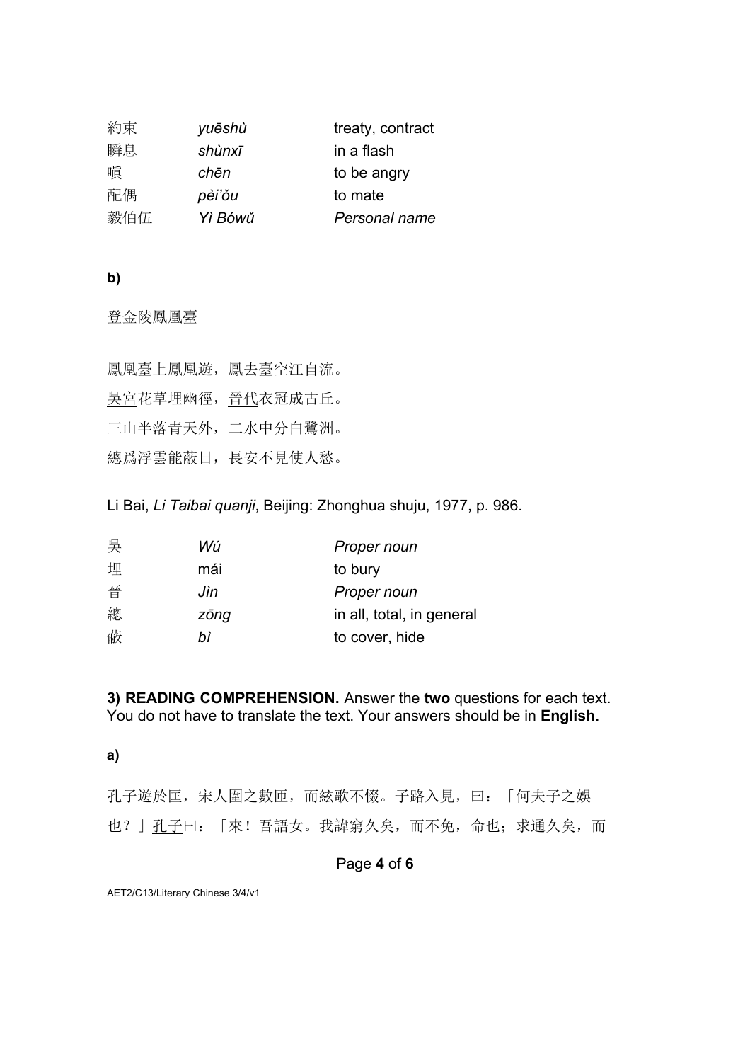| | | |
|---|---|---|
| 約束 | *yuēshù* | treaty, contract |
| 瞬息 | *shùnxī* | in a flash |
| 嗔 | *chēn* | to be angry |
| 配偶 | *pèi'ǒu* | to mate |
| 毅伯伍 | *Yì Bówǔ* | *Personal name* |

**b)**

登金陵鳳凰臺

鳳凰臺上鳳凰遊，鳳去臺空江自流。

<u>吳宮</u>花草埋幽徑，<u>晉代</u>衣冠成古丘。

三山半落青天外，二水中分白鷺洲。

總爲浮雲能蔽日，長安不見使人愁。

Li Bai, *Li Taibai quanji*, Beijing: Zhonghua shuju, 1977, p. 986.

| | | |
|---|---|---|
| 吳 | *Wú* | *Proper noun* |
| 埋 | mái | to bury |
| 晉 | *Jìn* | *Proper noun* |
| 總 | *zōng* | in all, total, in general |
| 蔽 | *bì* | to cover, hide |

**3) READING COMPREHENSION.** Answer the **two** questions for each text. You do not have to translate the text. Your answers should be in **English.**

**a)**

<u>孔子</u>遊於<u>匡</u>，<u>宋人</u>圍之數匝，而絃歌不惙。<u>子路</u>入見，曰：「何夫子之娛也？」<u>孔子</u>曰：「來！吾語女。我諱窮久矣，而不免，命也；求通久矣，而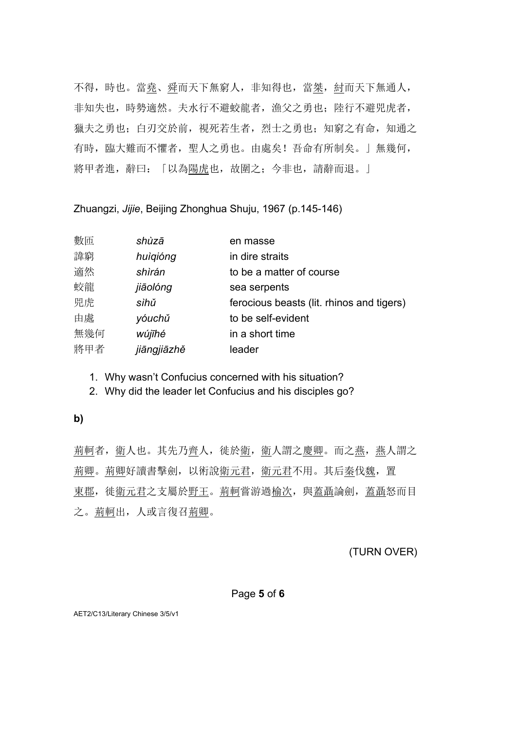不得，時也。當堯、舜而天下無窮人，非知得也，當桀，紂而天下無通人，非知失也，時勢適然。夫水行不避蛟龍者，漁父之勇也；陸行不避兕虎者，獵夫之勇也；白刃交於前，視死若生者，烈士之勇也；知窮之有命，知通之有時，臨大難而不懼者，聖人之勇也。由處矣！吾命有所制矣。」無幾何，將甲者進，辭曰：「以為陽虎也，故圍之；今非也，請辭而退。」

Zhuangzi, *Jijie*, Beijing Zhonghua Shuju, 1967 (p.145-146)

| | | |
|---|---|---|
| 數匝 | *shùzā* | en masse |
| 諱窮 | *huìqióng* | in dire straits |
| 適然 | *shìrán* | to be a matter of course |
| 蛟龍 | *jiāolóng* | sea serpents |
| 兕虎 | *sìhǔ* | ferocious beasts (lit. rhinos and tigers) |
| 由處 | *yóuchǔ* | to be self-evident |
| 無幾何 | *wújīhé* | in a short time |
| 將甲者 | *jiāngjiāzhě* | leader |

1. Why wasn't Confucius concerned with his situation?
2. Why did the leader let Confucius and his disciples go?

**b)**

荊軻者，衛人也。其先乃齊人，徙於衛，衛人謂之慶卿。而之燕，燕人謂之荊卿。荊卿好讀書擊劍，以術說衛元君，衛元君不用。其后秦伐魏，置東郡，徙衛元君之支屬於野王。荊軻嘗游過榆次，與蓋聶論劍，蓋聶怒而目之。荊軻出，人或言復召荊卿。

(TURN OVER)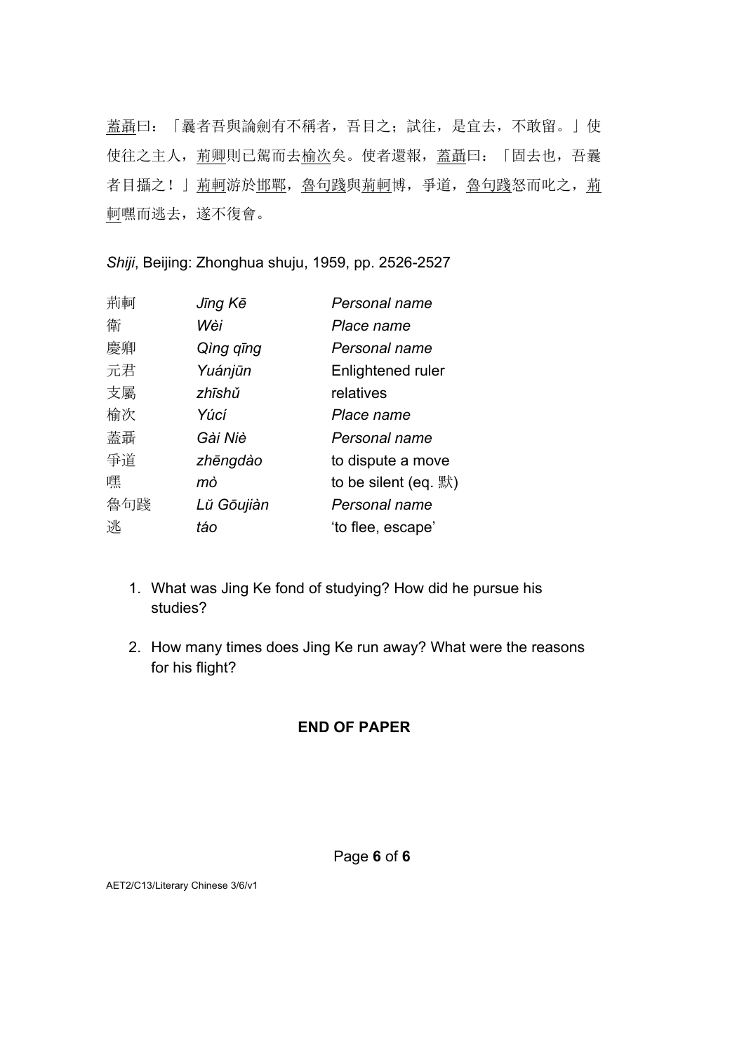蓋聶曰：「曩者吾與論劍有不稱者，吾目之；試往，是宜去，不敢留。」使使往之主人，荊卿則已駕而去榆次矣。使者還報，蓋聶曰：「固去也，吾曩者目攝之！」荊軻游於邯鄲，魯句踐與荊軻博，爭道，魯句踐怒而叱之，荊軻嘿而逃去，遂不復會。

*Shiji*, Beijing: Zhonghua shuju, 1959, pp. 2526-2527

| | | |
|---|---|---|
| 荊軻 | *Jīng Kē* | *Personal name* |
| 衛 | *Wèi* | *Place name* |
| 慶卿 | *Qìng qīng* | *Personal name* |
| 元君 | *Yuánjūn* | Enlightened ruler |
| 支屬 | *zhīshǔ* | relatives |
| 榆次 | *Yúcí* | *Place name* |
| 蓋聶 | *Gài Niè* | *Personal name* |
| 爭道 | *zhēngdào* | to dispute a move |
| 嘿 | *mò* | to be silent (eq. 默) |
| 魯句踐 | *Lǔ Gōujiàn* | *Personal name* |
| 逃 | *táo* | 'to flee, escape' |

1. What was Jing Ke fond of studying? How did he pursue his studies?

2. How many times does Jing Ke run away? What were the reasons for his flight?

**END OF PAPER**

AET2/C13/Literary Chinese 3/6/v1